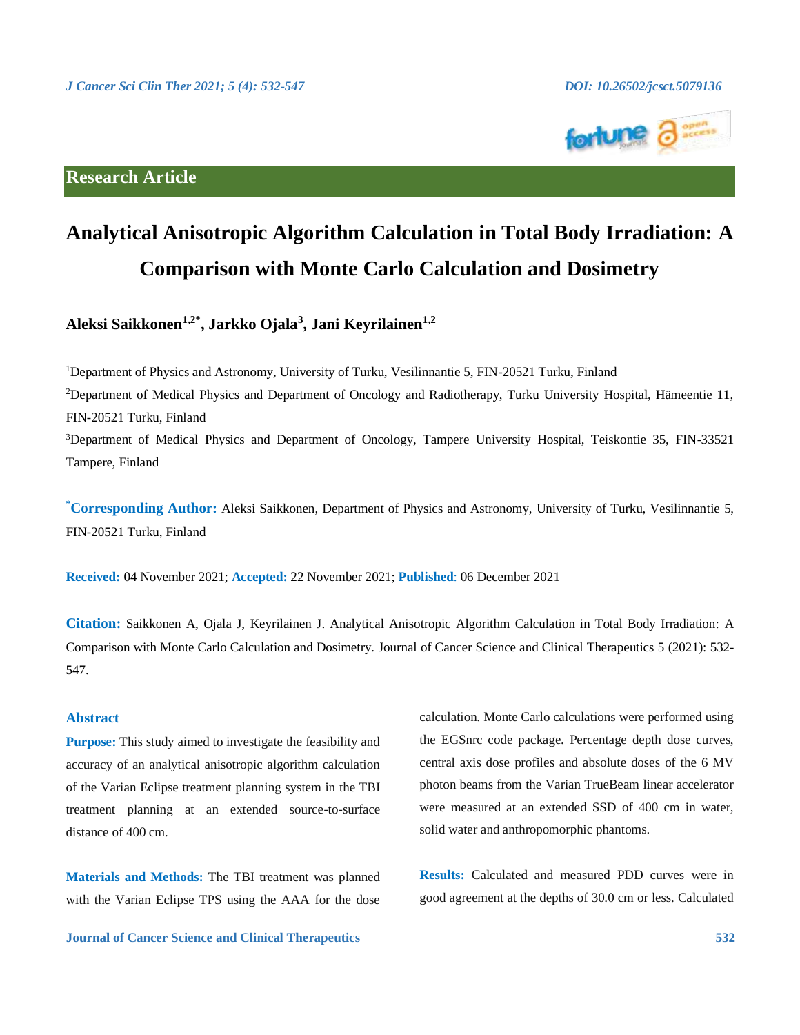Research Article

# Analytical Anisotropic Algorithm Calculation in Total Body Irradiation: A Comparison with Monte Carlo Calculation and Dosimetry

**Aleksi Saikkonen[1,2*], Jarkko Ojala[3], Jani Keyrilainen[1,2]**

[1]Department of Physics and Astronomy, University of Turku, Vesilinnantie 5, FIN-20521 Turku, Finland

[2]Department of Medical Physics and Department of Oncology and Radiotherapy, Turku University Hospital, Hämeentie 11, FIN-20521 Turku, Finland

[3]Department of Medical Physics and Department of Oncology, Tampere University Hospital, Teiskontie 35, FIN-33521 Tampere, Finland

**[*]Corresponding Author:** Aleksi Saikkonen, Department of Physics and Astronomy, University of Turku, Vesilinnantie 5, FIN-20521 Turku, Finland

**Received:** 04 November 2021; **Accepted:** 22 November 2021; **Published**: 06 December 2021

**Citation:** Saikkonen A, Ojala J, Keyrilainen J. Analytical Anisotropic Algorithm Calculation in Total Body Irradiation: A Comparison with Monte Carlo Calculation and Dosimetry. Journal of Cancer Science and Clinical Therapeutics 5 (2021): 532-547.

## Abstract

**Purpose:** This study aimed to investigate the feasibility and accuracy of an analytical anisotropic algorithm calculation of the Varian Eclipse treatment planning system in the TBI treatment planning at an extended source-to-surface distance of 400 cm.

**Materials and Methods:** The TBI treatment was planned with the Varian Eclipse TPS using the AAA for the dose calculation. Monte Carlo calculations were performed using the EGSnrc code package. Percentage depth dose curves, central axis dose profiles and absolute doses of the 6 MV photon beams from the Varian TrueBeam linear accelerator were measured at an extended SSD of 400 cm in water, solid water and anthropomorphic phantoms.

**Results:** Calculated and measured PDD curves were in good agreement at the depths of 30.0 cm or less. Calculated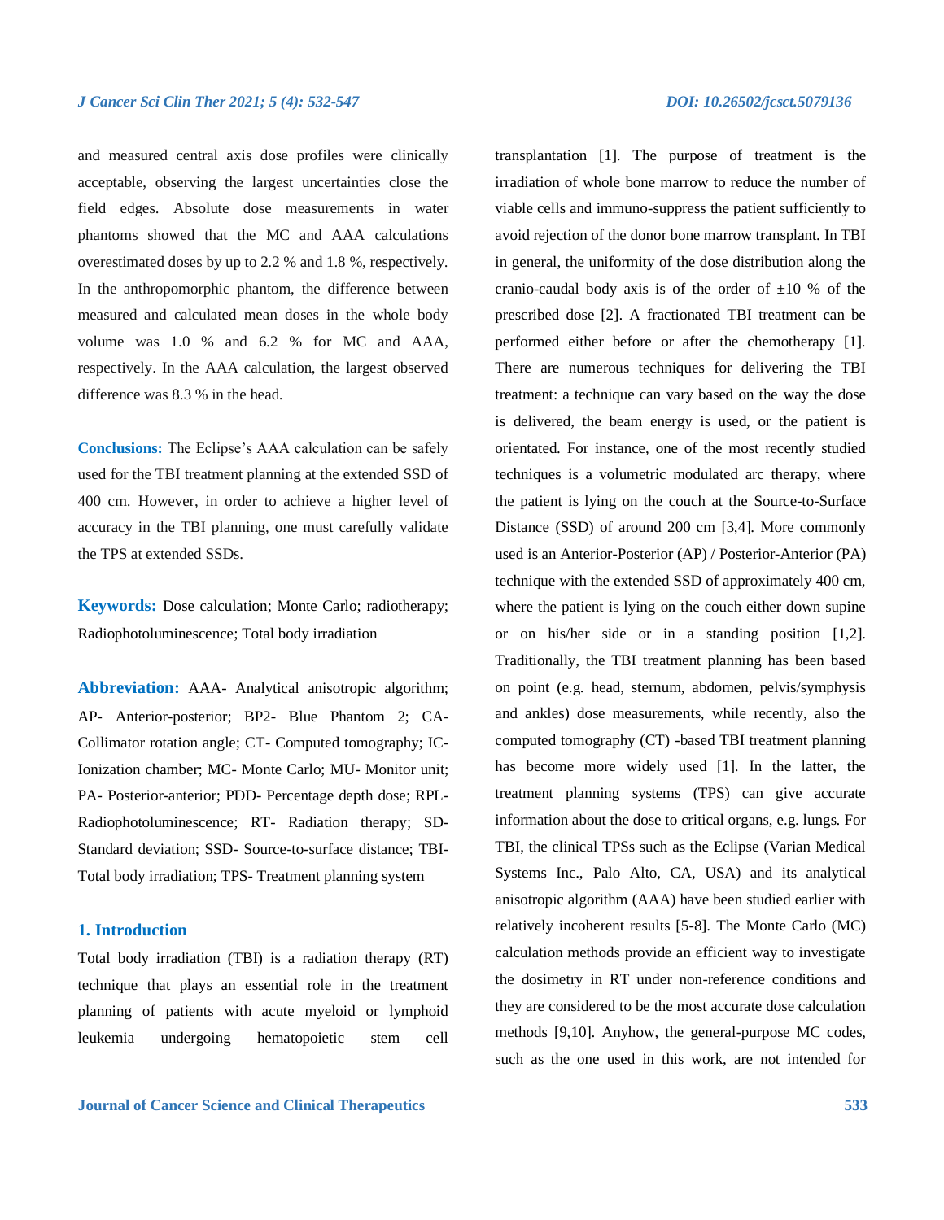and measured central axis dose profiles were clinically acceptable, observing the largest uncertainties close the field edges. Absolute dose measurements in water phantoms showed that the MC and AAA calculations overestimated doses by up to 2.2 % and 1.8 %, respectively. In the anthropomorphic phantom, the difference between measured and calculated mean doses in the whole body volume was 1.0 % and 6.2 % for MC and AAA, respectively. In the AAA calculation, the largest observed difference was 8.3 % in the head.

**Conclusions:** The Eclipse's AAA calculation can be safely used for the TBI treatment planning at the extended SSD of 400 cm. However, in order to achieve a higher level of accuracy in the TBI planning, one must carefully validate the TPS at extended SSDs.

**Keywords:** Dose calculation; Monte Carlo; radiotherapy; Radiophotoluminescence; Total body irradiation

**Abbreviation:** AAA- Analytical anisotropic algorithm; AP- Anterior-posterior; BP2- Blue Phantom 2; CA- Collimator rotation angle; CT- Computed tomography; IC- Ionization chamber; MC- Monte Carlo; MU- Monitor unit; PA- Posterior-anterior; PDD- Percentage depth dose; RPL- Radiophotoluminescence; RT- Radiation therapy; SD- Standard deviation; SSD- Source-to-surface distance; TBI- Total body irradiation; TPS- Treatment planning system

## 1. Introduction

Total body irradiation (TBI) is a radiation therapy (RT) technique that plays an essential role in the treatment planning of patients with acute myeloid or lymphoid leukemia undergoing hematopoietic stem cell transplantation [1]. The purpose of treatment is the irradiation of whole bone marrow to reduce the number of viable cells and immuno-suppress the patient sufficiently to avoid rejection of the donor bone marrow transplant. In TBI in general, the uniformity of the dose distribution along the cranio-caudal body axis is of the order of ±10 % of the prescribed dose [2]. A fractionated TBI treatment can be performed either before or after the chemotherapy [1]. There are numerous techniques for delivering the TBI treatment: a technique can vary based on the way the dose is delivered, the beam energy is used, or the patient is orientated. For instance, one of the most recently studied techniques is a volumetric modulated arc therapy, where the patient is lying on the couch at the Source-to-Surface Distance (SSD) of around 200 cm [3,4]. More commonly used is an Anterior-Posterior (AP) / Posterior-Anterior (PA) technique with the extended SSD of approximately 400 cm, where the patient is lying on the couch either down supine or on his/her side or in a standing position [1,2]. Traditionally, the TBI treatment planning has been based on point (e.g. head, sternum, abdomen, pelvis/symphysis and ankles) dose measurements, while recently, also the computed tomography (CT) -based TBI treatment planning has become more widely used [1]. In the latter, the treatment planning systems (TPS) can give accurate information about the dose to critical organs, e.g. lungs. For TBI, the clinical TPSs such as the Eclipse (Varian Medical Systems Inc., Palo Alto, CA, USA) and its analytical anisotropic algorithm (AAA) have been studied earlier with relatively incoherent results [5-8]. The Monte Carlo (MC) calculation methods provide an efficient way to investigate the dosimetry in RT under non-reference conditions and they are considered to be the most accurate dose calculation methods [9,10]. Anyhow, the general-purpose MC codes, such as the one used in this work, are not intended for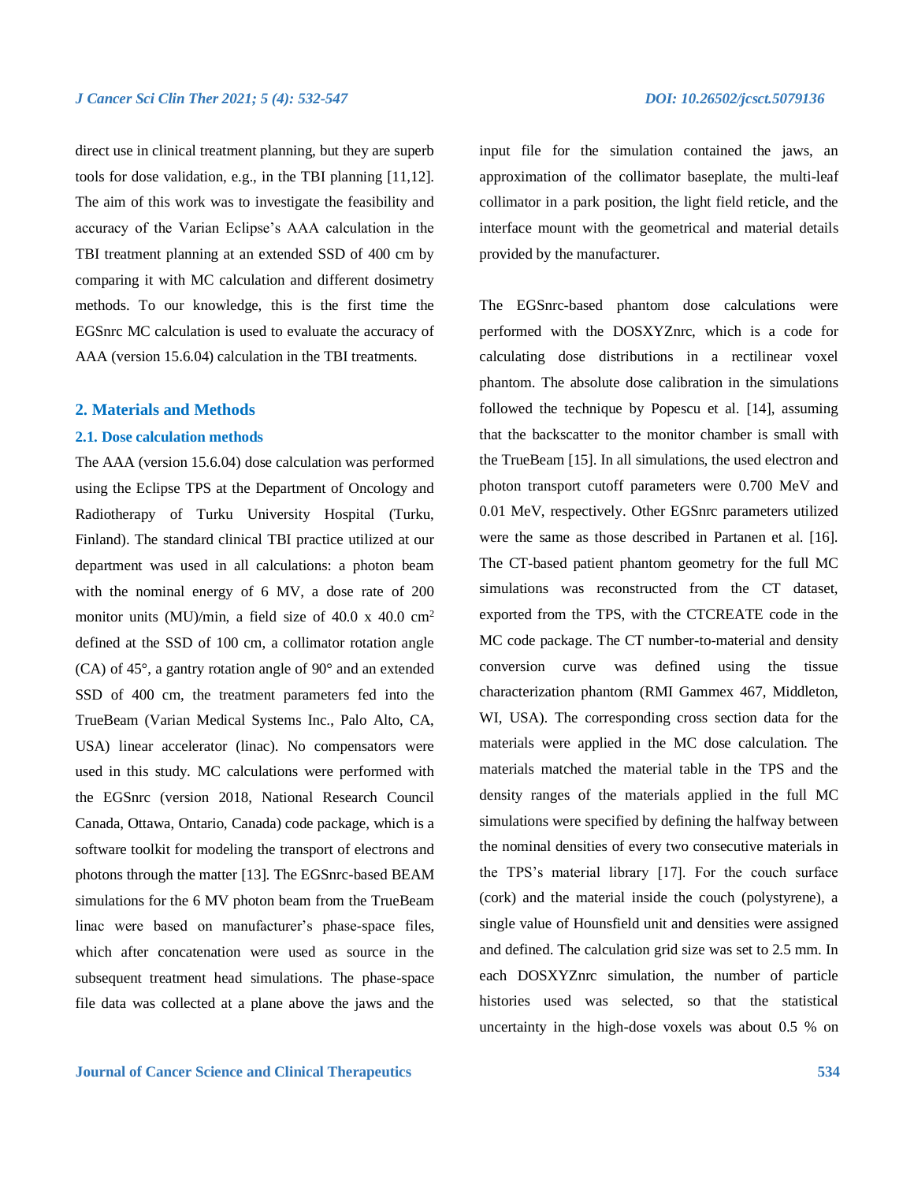direct use in clinical treatment planning, but they are superb tools for dose validation, e.g., in the TBI planning [11,12]. The aim of this work was to investigate the feasibility and accuracy of the Varian Eclipse's AAA calculation in the TBI treatment planning at an extended SSD of 400 cm by comparing it with MC calculation and different dosimetry methods. To our knowledge, this is the first time the EGSnrc MC calculation is used to evaluate the accuracy of AAA (version 15.6.04) calculation in the TBI treatments.

## 2. Materials and Methods

### 2.1. Dose calculation methods

The AAA (version 15.6.04) dose calculation was performed using the Eclipse TPS at the Department of Oncology and Radiotherapy of Turku University Hospital (Turku, Finland). The standard clinical TBI practice utilized at our department was used in all calculations: a photon beam with the nominal energy of 6 MV, a dose rate of 200 monitor units (MU)/min, a field size of 40.0 x 40.0 $cm^2$ defined at the SSD of 100 cm, a collimator rotation angle (CA) of 45°, a gantry rotation angle of 90° and an extended SSD of 400 cm, the treatment parameters fed into the TrueBeam (Varian Medical Systems Inc., Palo Alto, CA, USA) linear accelerator (linac). No compensators were used in this study. MC calculations were performed with the EGSnrc (version 2018, National Research Council Canada, Ottawa, Ontario, Canada) code package, which is a software toolkit for modeling the transport of electrons and photons through the matter [13]. The EGSnrc-based BEAM simulations for the 6 MV photon beam from the TrueBeam linac were based on manufacturer's phase-space files, which after concatenation were used as source in the subsequent treatment head simulations. The phase-space file data was collected at a plane above the jaws and the input file for the simulation contained the jaws, an approximation of the collimator baseplate, the multi-leaf collimator in a park position, the light field reticle, and the interface mount with the geometrical and material details provided by the manufacturer.

The EGSnrc-based phantom dose calculations were performed with the DOSXYZnrc, which is a code for calculating dose distributions in a rectilinear voxel phantom. The absolute dose calibration in the simulations followed the technique by Popescu et al. [14], assuming that the backscatter to the monitor chamber is small with the TrueBeam [15]. In all simulations, the used electron and photon transport cutoff parameters were 0.700 MeV and 0.01 MeV, respectively. Other EGSnrc parameters utilized were the same as those described in Partanen et al. [16]. The CT-based patient phantom geometry for the full MC simulations was reconstructed from the CT dataset, exported from the TPS, with the CTCREATE code in the MC code package. The CT number-to-material and density conversion curve was defined using the tissue characterization phantom (RMI Gammex 467, Middleton, WI, USA). The corresponding cross section data for the materials were applied in the MC dose calculation. The materials matched the material table in the TPS and the density ranges of the materials applied in the full MC simulations were specified by defining the halfway between the nominal densities of every two consecutive materials in the TPS's material library [17]. For the couch surface (cork) and the material inside the couch (polystyrene), a single value of Hounsfield unit and densities were assigned and defined. The calculation grid size was set to 2.5 mm. In each DOSXYZnrc simulation, the number of particle histories used was selected, so that the statistical uncertainty in the high-dose voxels was about 0.5 % on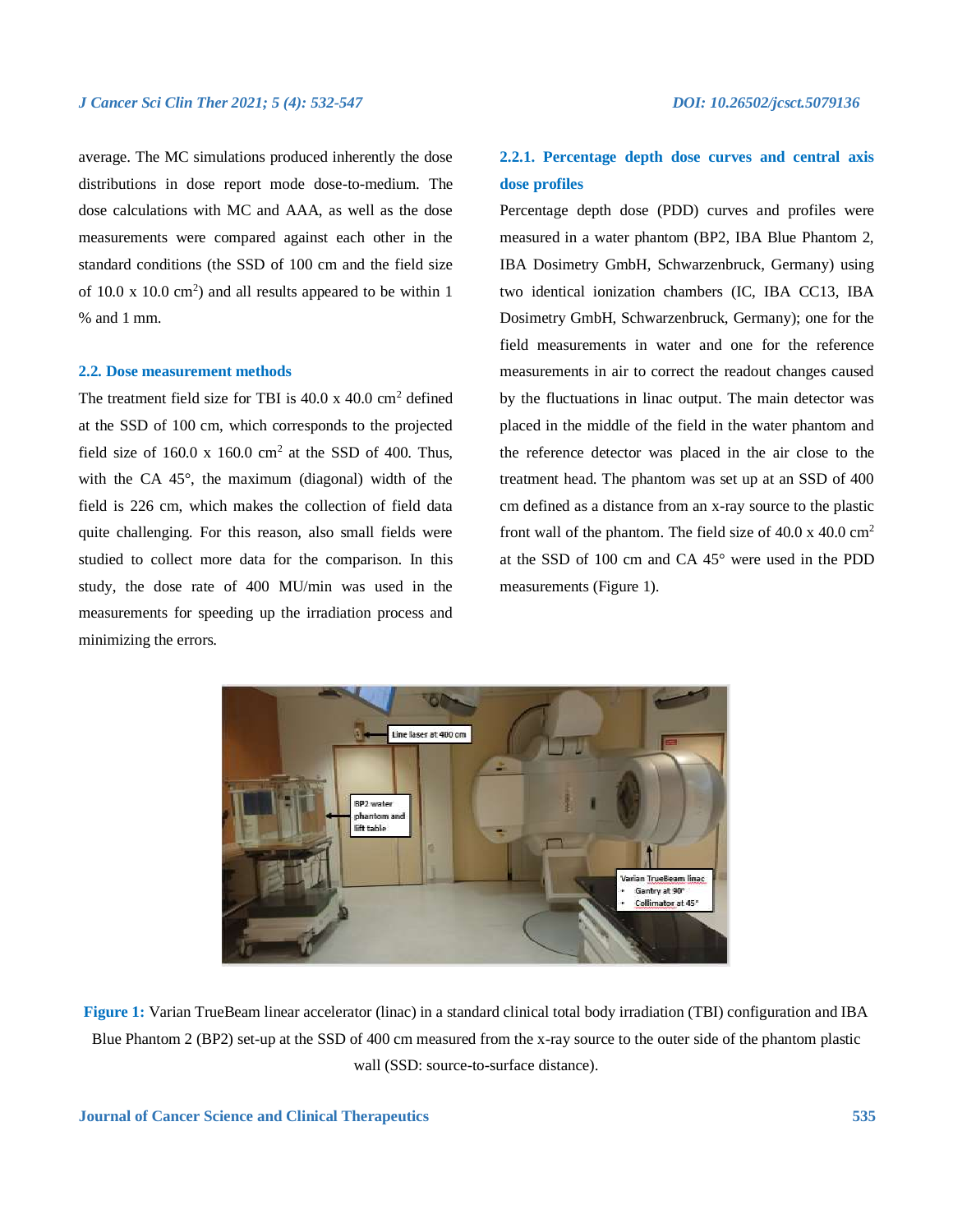average. The MC simulations produced inherently the dose distributions in dose report mode dose-to-medium. The dose calculations with MC and AAA, as well as the dose measurements were compared against each other in the standard conditions (the SSD of 100 cm and the field size of 10.0 x 10.0 $cm^2$) and all results appeared to be within 1 % and 1 mm.

## 2.2. Dose measurement methods

The treatment field size for TBI is 40.0 x 40.0 $cm^2$ defined at the SSD of 100 cm, which corresponds to the projected field size of 160.0 x 160.0 $cm^2$ at the SSD of 400. Thus, with the CA 45°, the maximum (diagonal) width of the field is 226 cm, which makes the collection of field data quite challenging. For this reason, also small fields were studied to collect more data for the comparison. In this study, the dose rate of 400 MU/min was used in the measurements for speeding up the irradiation process and minimizing the errors.

### 2.2.1. Percentage depth dose curves and central axis dose profiles

Percentage depth dose (PDD) curves and profiles were measured in a water phantom (BP2, IBA Blue Phantom 2, IBA Dosimetry GmbH, Schwarzenbruck, Germany) using two identical ionization chambers (IC, IBA CC13, IBA Dosimetry GmbH, Schwarzenbruck, Germany); one for the field measurements in water and one for the reference measurements in air to correct the readout changes caused by the fluctuations in linac output. The main detector was placed in the middle of the field in the water phantom and the reference detector was placed in the air close to the treatment head. The phantom was set up at an SSD of 400 cm defined as a distance from an x-ray source to the plastic front wall of the phantom. The field size of 40.0 x 40.0 $cm^2$ at the SSD of 100 cm and CA 45° were used in the PDD measurements (Figure 1).

**Figure 1:** Varian TrueBeam linear accelerator (linac) in a standard clinical total body irradiation (TBI) configuration and IBA Blue Phantom 2 (BP2) set-up at the SSD of 400 cm measured from the x-ray source to the outer side of the phantom plastic wall (SSD: source-to-surface distance).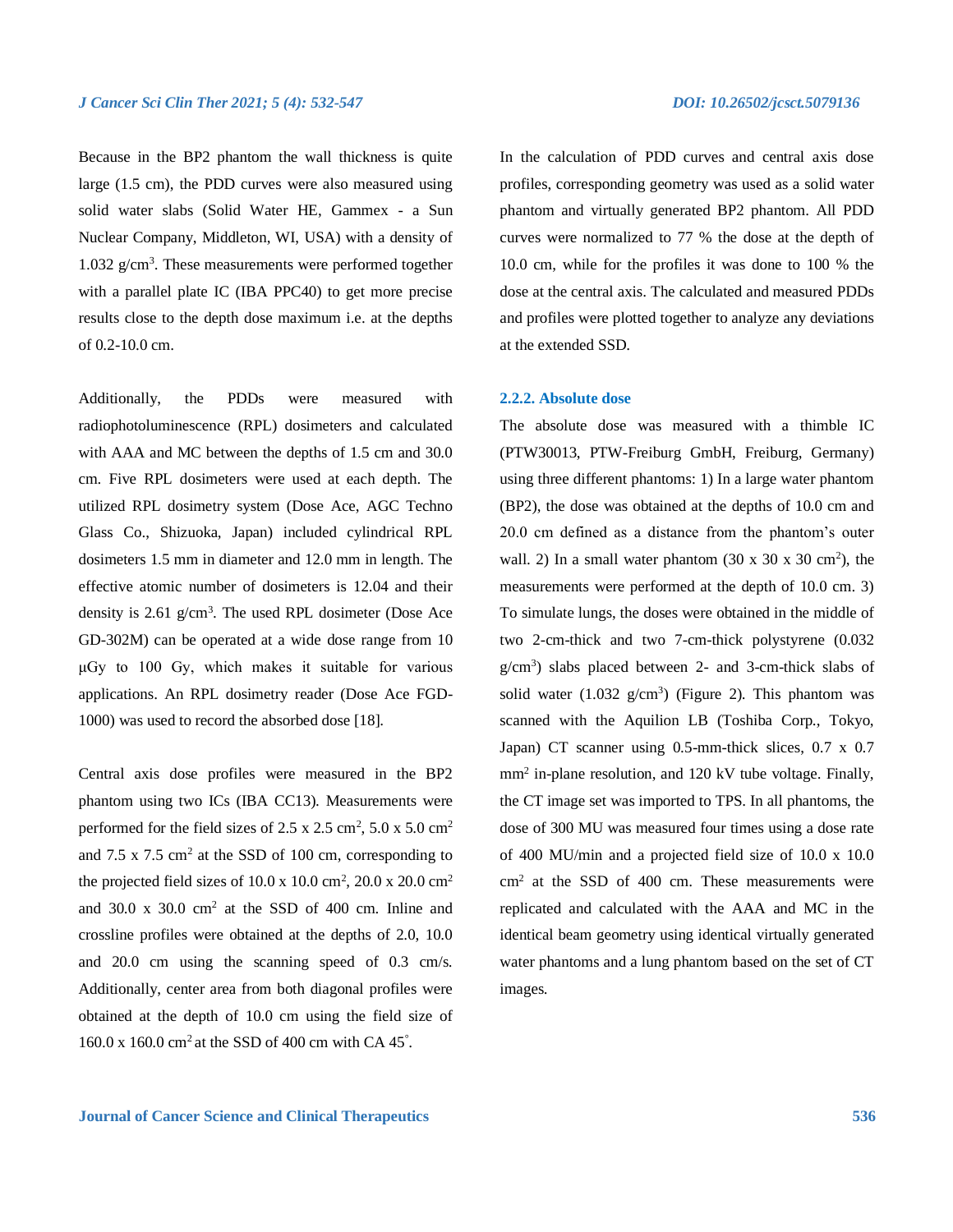Because in the BP2 phantom the wall thickness is quite large (1.5 cm), the PDD curves were also measured using solid water slabs (Solid Water HE, Gammex - a Sun Nuclear Company, Middleton, WI, USA) with a density of 1.032 g/cm$^3$. These measurements were performed together with a parallel plate IC (IBA PPC40) to get more precise results close to the depth dose maximum i.e. at the depths of 0.2-10.0 cm.

Additionally, the PDDs were measured with radiophotoluminescence (RPL) dosimeters and calculated with AAA and MC between the depths of 1.5 cm and 30.0 cm. Five RPL dosimeters were used at each depth. The utilized RPL dosimetry system (Dose Ace, AGC Techno Glass Co., Shizuoka, Japan) included cylindrical RPL dosimeters 1.5 mm in diameter and 12.0 mm in length. The effective atomic number of dosimeters is 12.04 and their density is 2.61 g/cm$^3$. The used RPL dosimeter (Dose Ace GD-302M) can be operated at a wide dose range from 10 μGy to 100 Gy, which makes it suitable for various applications. An RPL dosimetry reader (Dose Ace FGD-1000) was used to record the absorbed dose [18].

Central axis dose profiles were measured in the BP2 phantom using two ICs (IBA CC13). Measurements were performed for the field sizes of 2.5 x 2.5 cm$^2$, 5.0 x 5.0 cm$^2$ and 7.5 x 7.5 cm$^2$ at the SSD of 100 cm, corresponding to the projected field sizes of 10.0 x 10.0 cm$^2$, 20.0 x 20.0 cm$^2$ and 30.0 x 30.0 cm$^2$ at the SSD of 400 cm. Inline and crossline profiles were obtained at the depths of 2.0, 10.0 and 20.0 cm using the scanning speed of 0.3 cm/s. Additionally, center area from both diagonal profiles were obtained at the depth of 10.0 cm using the field size of 160.0 x 160.0 cm$^2$ at the SSD of 400 cm with CA 45$^\circ$.

In the calculation of PDD curves and central axis dose profiles, corresponding geometry was used as a solid water phantom and virtually generated BP2 phantom. All PDD curves were normalized to 77 % the dose at the depth of 10.0 cm, while for the profiles it was done to 100 % the dose at the central axis. The calculated and measured PDDs and profiles were plotted together to analyze any deviations at the extended SSD.

### 2.2.2. Absolute dose

The absolute dose was measured with a thimble IC (PTW30013, PTW-Freiburg GmbH, Freiburg, Germany) using three different phantoms: 1) In a large water phantom (BP2), the dose was obtained at the depths of 10.0 cm and 20.0 cm defined as a distance from the phantom's outer wall. 2) In a small water phantom (30 x 30 x 30 cm$^2$), the measurements were performed at the depth of 10.0 cm. 3) To simulate lungs, the doses were obtained in the middle of two 2-cm-thick and two 7-cm-thick polystyrene (0.032 g/cm$^3$) slabs placed between 2- and 3-cm-thick slabs of solid water (1.032 g/cm$^3$) (Figure 2). This phantom was scanned with the Aquilion LB (Toshiba Corp., Tokyo, Japan) CT scanner using 0.5-mm-thick slices, 0.7 x 0.7 mm$^2$ in-plane resolution, and 120 kV tube voltage. Finally, the CT image set was imported to TPS. In all phantoms, the dose of 300 MU was measured four times using a dose rate of 400 MU/min and a projected field size of 10.0 x 10.0 cm$^2$ at the SSD of 400 cm. These measurements were replicated and calculated with the AAA and MC in the identical beam geometry using identical virtually generated water phantoms and a lung phantom based on the set of CT images.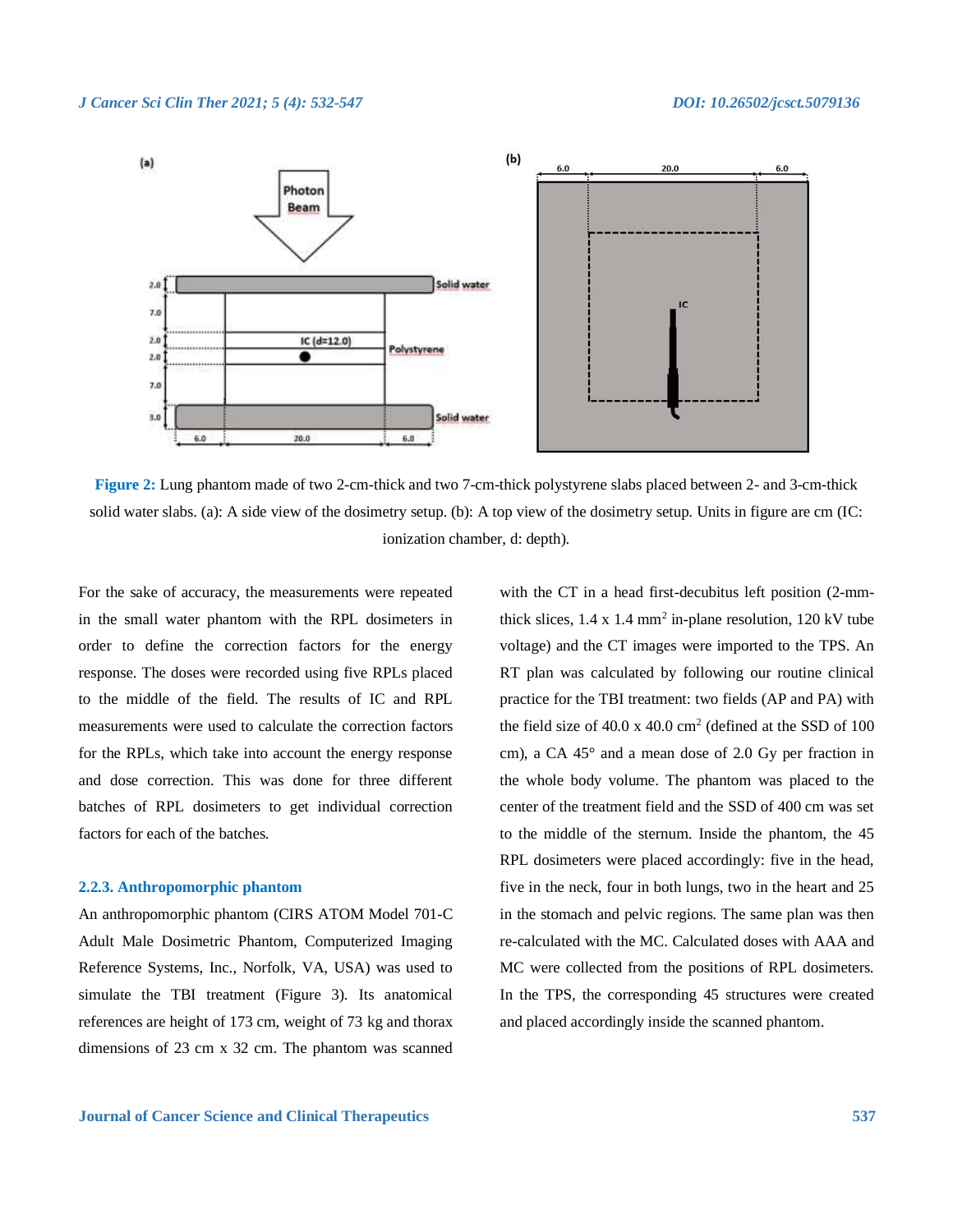Figure 2: Lung phantom made of two 2-cm-thick and two 7-cm-thick polystyrene slabs placed between 2- and 3-cm-thick solid water slabs. (a): A side view of the dosimetry setup. (b): A top view of the dosimetry setup. Units in figure are cm (IC: ionization chamber, d: depth).

For the sake of accuracy, the measurements were repeated in the small water phantom with the RPL dosimeters in order to define the correction factors for the energy response. The doses were recorded using five RPLs placed to the middle of the field. The results of IC and RPL measurements were used to calculate the correction factors for the RPLs, which take into account the energy response and dose correction. This was done for three different batches of RPL dosimeters to get individual correction factors for each of the batches.

### 2.2.3. Anthropomorphic phantom

An anthropomorphic phantom (CIRS ATOM Model 701-C Adult Male Dosimetric Phantom, Computerized Imaging Reference Systems, Inc., Norfolk, VA, USA) was used to simulate the TBI treatment (Figure 3). Its anatomical references are height of 173 cm, weight of 73 kg and thorax dimensions of 23 cm x 32 cm. The phantom was scanned with the CT in a head first-decubitus left position (2-mm-thick slices, 1.4 x 1.4 mm$^2$ in-plane resolution, 120 kV tube voltage) and the CT images were imported to the TPS. An RT plan was calculated by following our routine clinical practice for the TBI treatment: two fields (AP and PA) with the field size of 40.0 x 40.0 cm$^2$ (defined at the SSD of 100 cm), a CA 45° and a mean dose of 2.0 Gy per fraction in the whole body volume. The phantom was placed to the center of the treatment field and the SSD of 400 cm was set to the middle of the sternum. Inside the phantom, the 45 RPL dosimeters were placed accordingly: five in the head, five in the neck, four in both lungs, two in the heart and 25 in the stomach and pelvic regions. The same plan was then re-calculated with the MC. Calculated doses with AAA and MC were collected from the positions of RPL dosimeters. In the TPS, the corresponding 45 structures were created and placed accordingly inside the scanned phantom.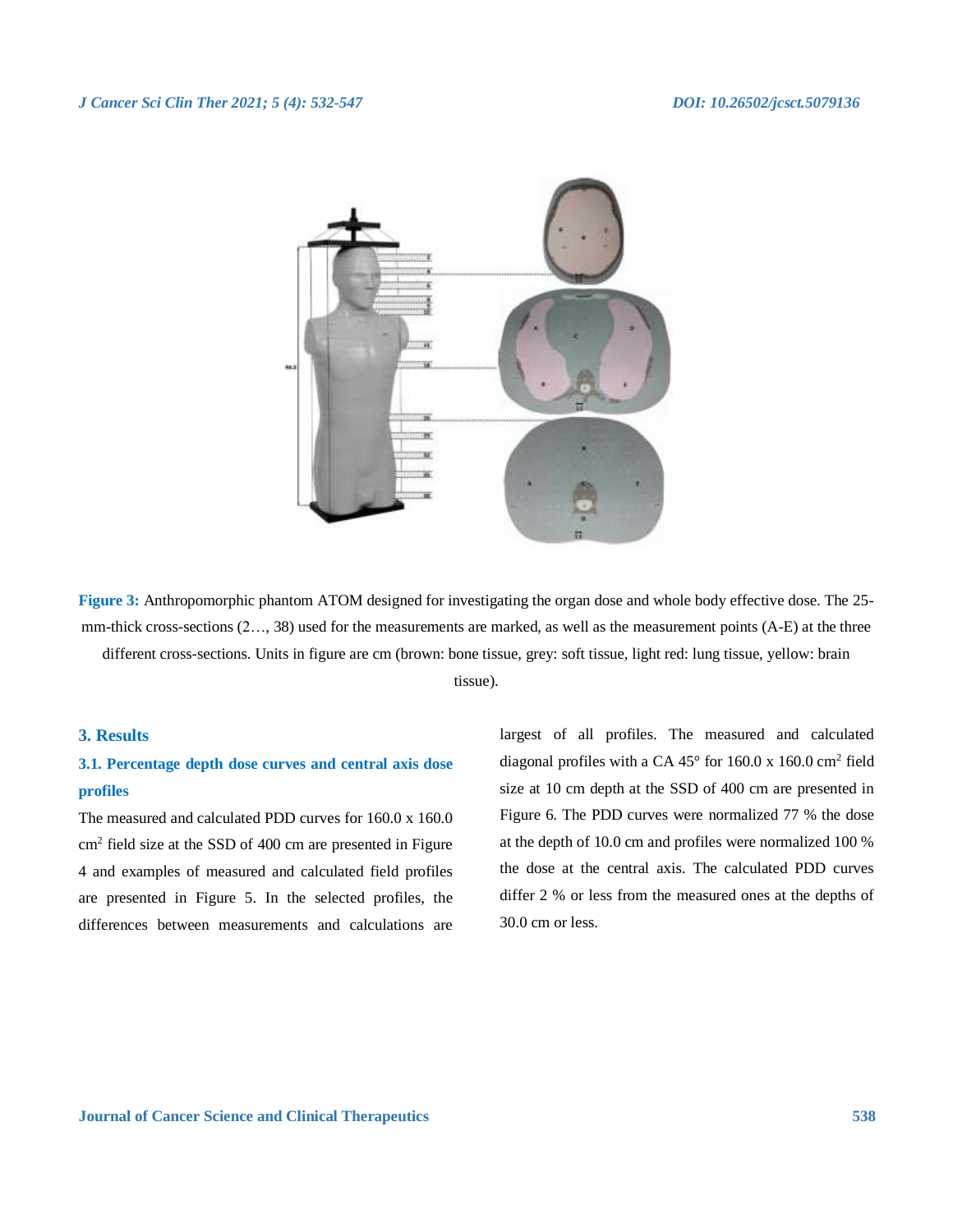Figure 3: Anthropomorphic phantom ATOM designed for investigating the organ dose and whole body effective dose. The 25-mm-thick cross-sections (2…, 38) used for the measurements are marked, as well as the measurement points (A-E) at the three different cross-sections. Units in figure are cm (brown: bone tissue, grey: soft tissue, light red: lung tissue, yellow: brain tissue).

## 3. Results

### 3.1. Percentage depth dose curves and central axis dose profiles

The measured and calculated PDD curves for 160.0 x 160.0 $cm^2$ field size at the SSD of 400 cm are presented in Figure 4 and examples of measured and calculated field profiles are presented in Figure 5. In the selected profiles, the differences between measurements and calculations are largest of all profiles. The measured and calculated diagonal profiles with a CA 45° for 160.0 x 160.0 $cm^2$ field size at 10 cm depth at the SSD of 400 cm are presented in Figure 6. The PDD curves were normalized 77 % the dose at the depth of 10.0 cm and profiles were normalized 100 % the dose at the central axis. The calculated PDD curves differ 2 % or less from the measured ones at the depths of 30.0 cm or less.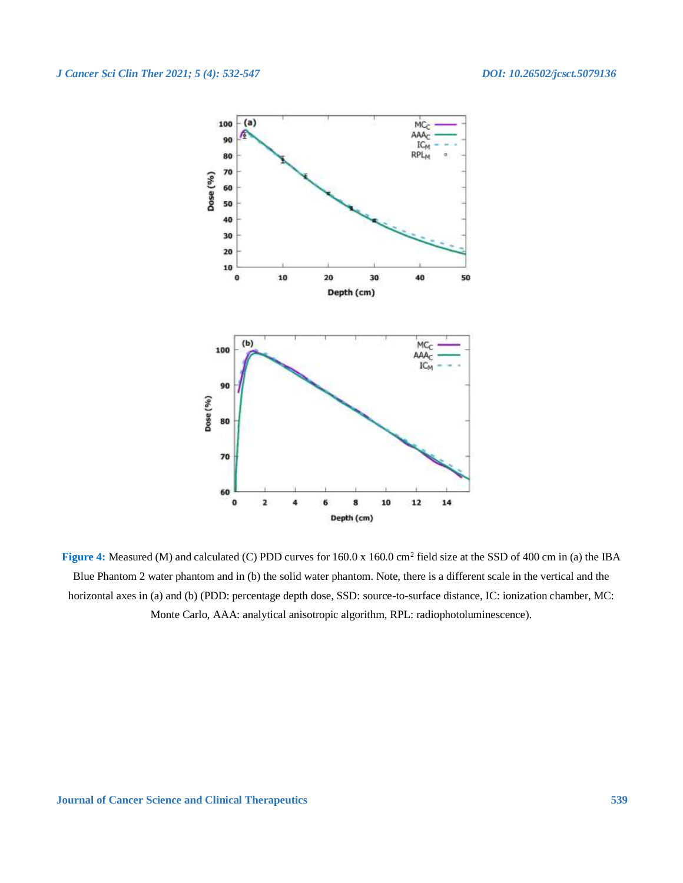**Figure 4:** Measured (M) and calculated (C) PDD curves for 160.0 x 160.0 cm$^2$ field size at the SSD of 400 cm in (a) the IBA Blue Phantom 2 water phantom and in (b) the solid water phantom. Note, there is a different scale in the vertical and the horizontal axes in (a) and (b) (PDD: percentage depth dose, SSD: source-to-surface distance, IC: ionization chamber, MC: Monte Carlo, AAA: analytical anisotropic algorithm, RPL: radiophotoluminescence).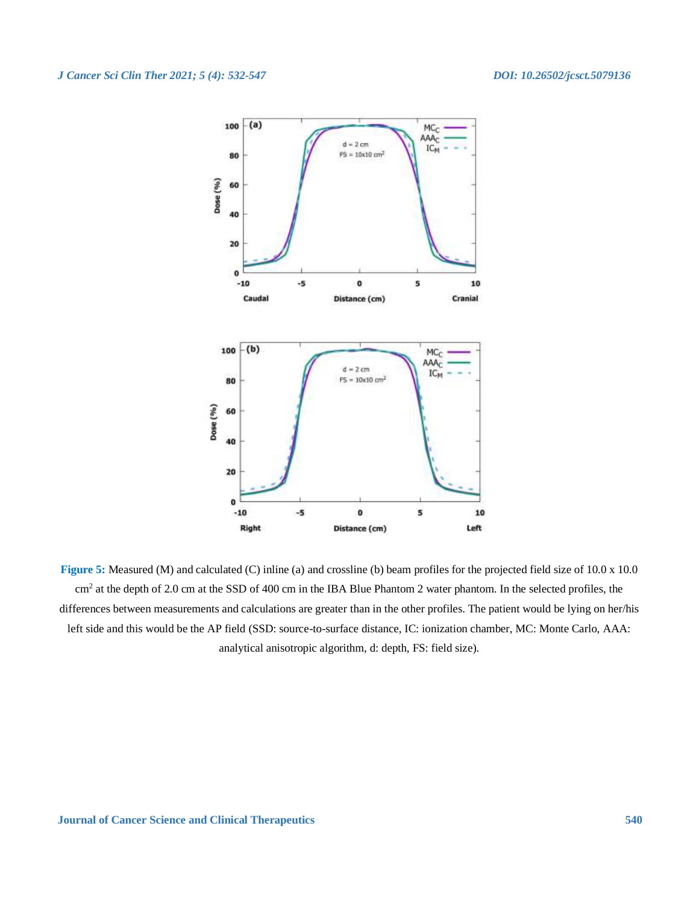Figure 5: Measured (M) and calculated (C) inline (a) and crossline (b) beam profiles for the projected field size of 10.0 x 10.0 cm$^2$ at the depth of 2.0 cm at the SSD of 400 cm in the IBA Blue Phantom 2 water phantom. In the selected profiles, the differences between measurements and calculations are greater than in the other profiles. The patient would be lying on her/his left side and this would be the AP field (SSD: source-to-surface distance, IC: ionization chamber, MC: Monte Carlo, AAA: analytical anisotropic algorithm, d: depth, FS: field size).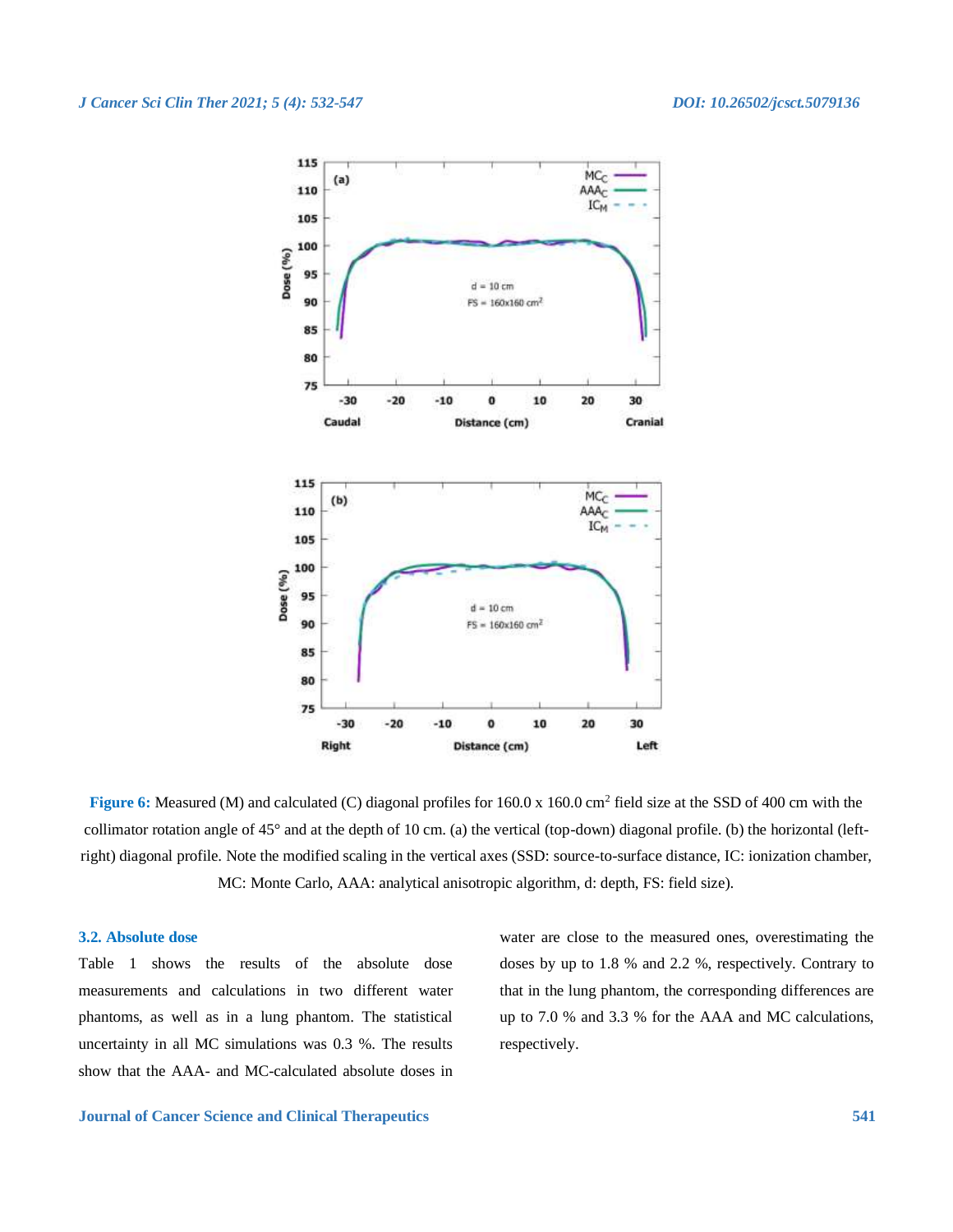**Figure 6:** Measured (M) and calculated (C) diagonal profiles for 160.0 x 160.0 cm$^2$ field size at the SSD of 400 cm with the collimator rotation angle of 45° and at the depth of 10 cm. (a) the vertical (top-down) diagonal profile. (b) the horizontal (left-right) diagonal profile. Note the modified scaling in the vertical axes (SSD: source-to-surface distance, IC: ionization chamber, MC: Monte Carlo, AAA: analytical anisotropic algorithm, d: depth, FS: field size).

### 3.2. Absolute dose

Table 1 shows the results of the absolute dose measurements and calculations in two different water phantoms, as well as in a lung phantom. The statistical uncertainty in all MC simulations was 0.3 %. The results show that the AAA- and MC-calculated absolute doses in water are close to the measured ones, overestimating the doses by up to 1.8 % and 2.2 %, respectively. Contrary to that in the lung phantom, the corresponding differences are up to 7.0 % and 3.3 % for the AAA and MC calculations, respectively.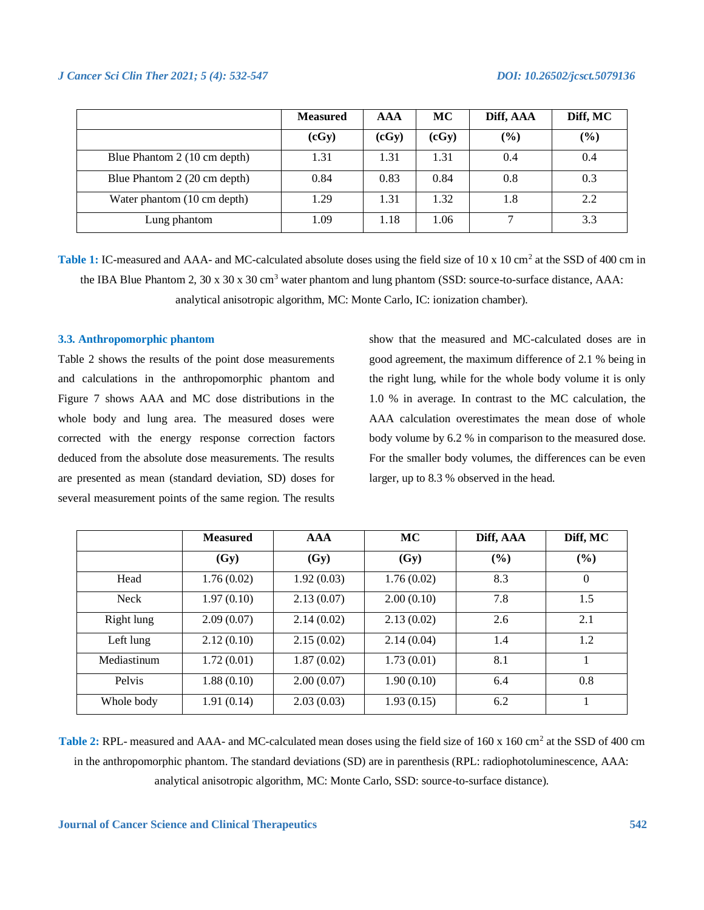| | Measured | AAA | MC | Diff, AAA | Diff, MC |
|---|---|---|---|---|---|
| | (cGy) | (cGy) | (cGy) | (%) | (%) |
| Blue Phantom 2 (10 cm depth) | 1.31 | 1.31 | 1.31 | 0.4 | 0.4 |
| Blue Phantom 2 (20 cm depth) | 0.84 | 0.83 | 0.84 | 0.8 | 0.3 |
| Water phantom (10 cm depth) | 1.29 | 1.31 | 1.32 | 1.8 | 2.2 |
| Lung phantom | 1.09 | 1.18 | 1.06 | 7 | 3.3 |

**Table 1:** IC-measured and AAA- and MC-calculated absolute doses using the field size of 10 x 10 $cm^2$ at the SSD of 400 cm in the IBA Blue Phantom 2, 30 x 30 x 30 $cm^3$ water phantom and lung phantom (SSD: source-to-surface distance, AAA: analytical anisotropic algorithm, MC: Monte Carlo, IC: ionization chamber).

### 3.3. Anthropomorphic phantom

Table 2 shows the results of the point dose measurements and calculations in the anthropomorphic phantom and Figure 7 shows AAA and MC dose distributions in the whole body and lung area. The measured doses were corrected with the energy response correction factors deduced from the absolute dose measurements. The results are presented as mean (standard deviation, SD) doses for several measurement points of the same region. The results show that the measured and MC-calculated doses are in good agreement, the maximum difference of 2.1 % being in the right lung, while for the whole body volume it is only 1.0 % in average. In contrast to the MC calculation, the AAA calculation overestimates the mean dose of whole body volume by 6.2 % in comparison to the measured dose. For the smaller body volumes, the differences can be even larger, up to 8.3 % observed in the head.

| | Measured | AAA | MC | Diff, AAA | Diff, MC |
|---|---|---|---|---|---|
| | (Gy) | (Gy) | (Gy) | (%) | (%) |
| Head | 1.76 (0.02) | 1.92 (0.03) | 1.76 (0.02) | 8.3 | 0 |
| Neck | 1.97 (0.10) | 2.13 (0.07) | 2.00 (0.10) | 7.8 | 1.5 |
| Right lung | 2.09 (0.07) | 2.14 (0.02) | 2.13 (0.02) | 2.6 | 2.1 |
| Left lung | 2.12 (0.10) | 2.15 (0.02) | 2.14 (0.04) | 1.4 | 1.2 |
| Mediastinum | 1.72 (0.01) | 1.87 (0.02) | 1.73 (0.01) | 8.1 | 1 |
| Pelvis | 1.88 (0.10) | 2.00 (0.07) | 1.90 (0.10) | 6.4 | 0.8 |
| Whole body | 1.91 (0.14) | 2.03 (0.03) | 1.93 (0.15) | 6.2 | 1 |

**Table 2:** RPL- measured and AAA- and MC-calculated mean doses using the field size of 160 x 160 $cm^2$ at the SSD of 400 cm in the anthropomorphic phantom. The standard deviations (SD) are in parenthesis (RPL: radiophotoluminescence, AAA: analytical anisotropic algorithm, MC: Monte Carlo, SSD: source-to-surface distance).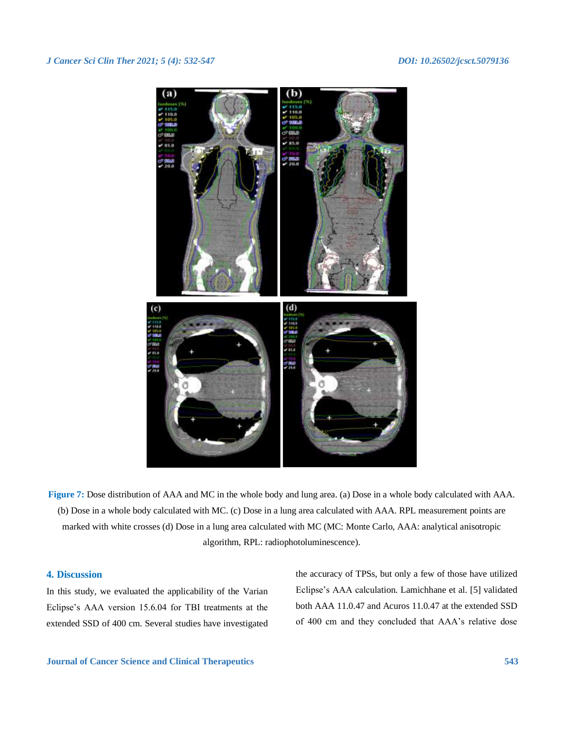**Figure 7:** Dose distribution of AAA and MC in the whole body and lung area. (a) Dose in a whole body calculated with AAA. (b) Dose in a whole body calculated with MC. (c) Dose in a lung area calculated with AAA. RPL measurement points are marked with white crosses (d) Dose in a lung area calculated with MC (MC: Monte Carlo, AAA: analytical anisotropic algorithm, RPL: radiophotoluminescence).

## 4. Discussion

In this study, we evaluated the applicability of the Varian Eclipse's AAA version 15.6.04 for TBI treatments at the extended SSD of 400 cm. Several studies have investigated the accuracy of TPSs, but only a few of those have utilized Eclipse's AAA calculation. Lamichhane et al. [5] validated both AAA 11.0.47 and Acuros 11.0.47 at the extended SSD of 400 cm and they concluded that AAA's relative dose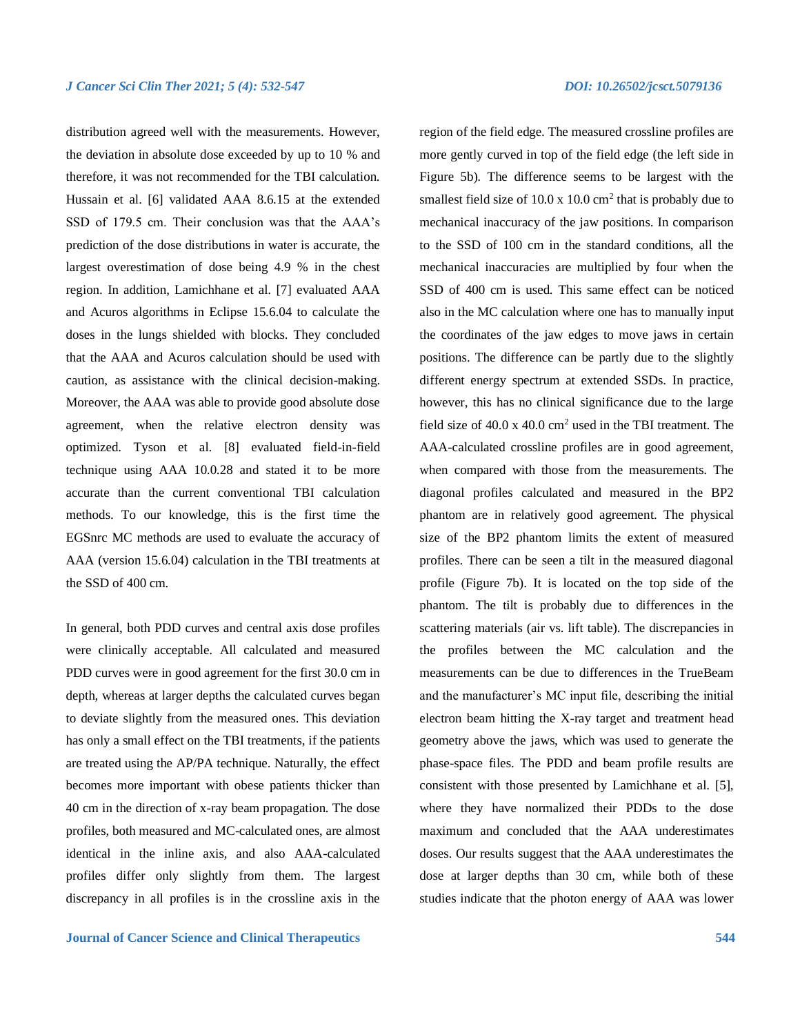distribution agreed well with the measurements. However, the deviation in absolute dose exceeded by up to 10 % and therefore, it was not recommended for the TBI calculation. Hussain et al. [6] validated AAA 8.6.15 at the extended SSD of 179.5 cm. Their conclusion was that the AAA's prediction of the dose distributions in water is accurate, the largest overestimation of dose being 4.9 % in the chest region. In addition, Lamichhane et al. [7] evaluated AAA and Acuros algorithms in Eclipse 15.6.04 to calculate the doses in the lungs shielded with blocks. They concluded that the AAA and Acuros calculation should be used with caution, as assistance with the clinical decision-making. Moreover, the AAA was able to provide good absolute dose agreement, when the relative electron density was optimized. Tyson et al. [8] evaluated field-in-field technique using AAA 10.0.28 and stated it to be more accurate than the current conventional TBI calculation methods. To our knowledge, this is the first time the EGSnrc MC methods are used to evaluate the accuracy of AAA (version 15.6.04) calculation in the TBI treatments at the SSD of 400 cm.

In general, both PDD curves and central axis dose profiles were clinically acceptable. All calculated and measured PDD curves were in good agreement for the first 30.0 cm in depth, whereas at larger depths the calculated curves began to deviate slightly from the measured ones. This deviation has only a small effect on the TBI treatments, if the patients are treated using the AP/PA technique. Naturally, the effect becomes more important with obese patients thicker than 40 cm in the direction of x-ray beam propagation. The dose profiles, both measured and MC-calculated ones, are almost identical in the inline axis, and also AAA-calculated profiles differ only slightly from them. The largest discrepancy in all profiles is in the crossline axis in the region of the field edge. The measured crossline profiles are more gently curved in top of the field edge (the left side in Figure 5b). The difference seems to be largest with the smallest field size of 10.0 x 10.0 cm$^2$ that is probably due to mechanical inaccuracy of the jaw positions. In comparison to the SSD of 100 cm in the standard conditions, all the mechanical inaccuracies are multiplied by four when the SSD of 400 cm is used. This same effect can be noticed also in the MC calculation where one has to manually input the coordinates of the jaw edges to move jaws in certain positions. The difference can be partly due to the slightly different energy spectrum at extended SSDs. In practice, however, this has no clinical significance due to the large field size of 40.0 x 40.0 cm$^2$ used in the TBI treatment. The AAA-calculated crossline profiles are in good agreement, when compared with those from the measurements. The diagonal profiles calculated and measured in the BP2 phantom are in relatively good agreement. The physical size of the BP2 phantom limits the extent of measured profiles. There can be seen a tilt in the measured diagonal profile (Figure 7b). It is located on the top side of the phantom. The tilt is probably due to differences in the scattering materials (air vs. lift table). The discrepancies in the profiles between the MC calculation and the measurements can be due to differences in the TrueBeam and the manufacturer's MC input file, describing the initial electron beam hitting the X-ray target and treatment head geometry above the jaws, which was used to generate the phase-space files. The PDD and beam profile results are consistent with those presented by Lamichhane et al. [5], where they have normalized their PDDs to the dose maximum and concluded that the AAA underestimates doses. Our results suggest that the AAA underestimates the dose at larger depths than 30 cm, while both of these studies indicate that the photon energy of AAA was lower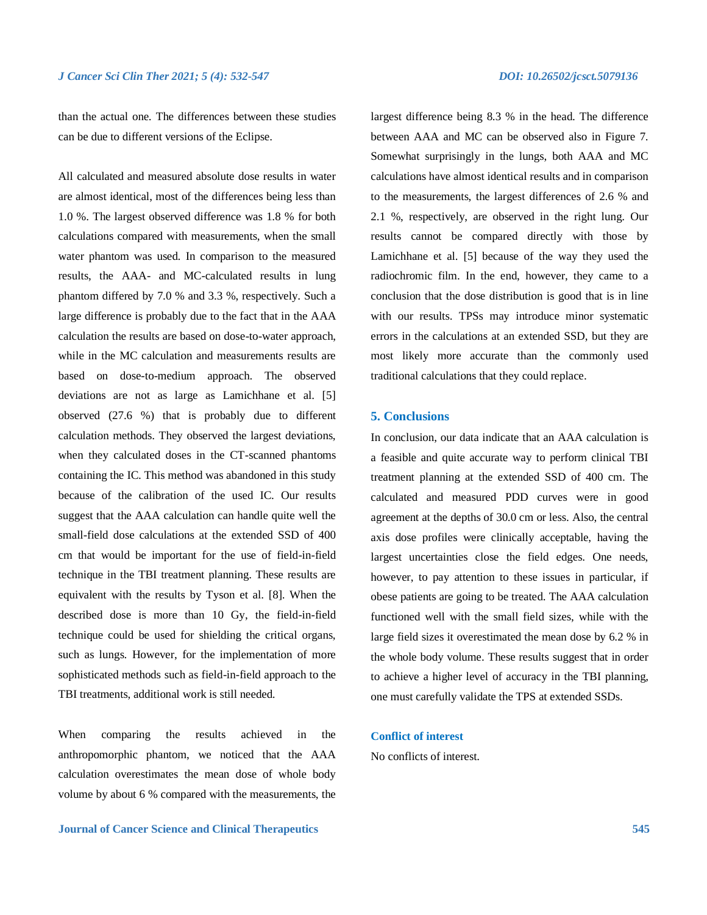than the actual one. The differences between these studies can be due to different versions of the Eclipse.

All calculated and measured absolute dose results in water are almost identical, most of the differences being less than 1.0 %. The largest observed difference was 1.8 % for both calculations compared with measurements, when the small water phantom was used. In comparison to the measured results, the AAA- and MC-calculated results in lung phantom differed by 7.0 % and 3.3 %, respectively. Such a large difference is probably due to the fact that in the AAA calculation the results are based on dose-to-water approach, while in the MC calculation and measurements results are based on dose-to-medium approach. The observed deviations are not as large as Lamichhane et al. [5] observed (27.6 %) that is probably due to different calculation methods. They observed the largest deviations, when they calculated doses in the CT-scanned phantoms containing the IC. This method was abandoned in this study because of the calibration of the used IC. Our results suggest that the AAA calculation can handle quite well the small-field dose calculations at the extended SSD of 400 cm that would be important for the use of field-in-field technique in the TBI treatment planning. These results are equivalent with the results by Tyson et al. [8]. When the described dose is more than 10 Gy, the field-in-field technique could be used for shielding the critical organs, such as lungs. However, for the implementation of more sophisticated methods such as field-in-field approach to the TBI treatments, additional work is still needed.

When comparing the results achieved in the anthropomorphic phantom, we noticed that the AAA calculation overestimates the mean dose of whole body volume by about 6 % compared with the measurements, the largest difference being 8.3 % in the head. The difference between AAA and MC can be observed also in Figure 7. Somewhat surprisingly in the lungs, both AAA and MC calculations have almost identical results and in comparison to the measurements, the largest differences of 2.6 % and 2.1 %, respectively, are observed in the right lung. Our results cannot be compared directly with those by Lamichhane et al. [5] because of the way they used the radiochromic film. In the end, however, they came to a conclusion that the dose distribution is good that is in line with our results. TPSs may introduce minor systematic errors in the calculations at an extended SSD, but they are most likely more accurate than the commonly used traditional calculations that they could replace.

## 5. Conclusions

In conclusion, our data indicate that an AAA calculation is a feasible and quite accurate way to perform clinical TBI treatment planning at the extended SSD of 400 cm. The calculated and measured PDD curves were in good agreement at the depths of 30.0 cm or less. Also, the central axis dose profiles were clinically acceptable, having the largest uncertainties close the field edges. One needs, however, to pay attention to these issues in particular, if obese patients are going to be treated. The AAA calculation functioned well with the small field sizes, while with the large field sizes it overestimated the mean dose by 6.2 % in the whole body volume. These results suggest that in order to achieve a higher level of accuracy in the TBI planning, one must carefully validate the TPS at extended SSDs.

## Conflict of interest

No conflicts of interest.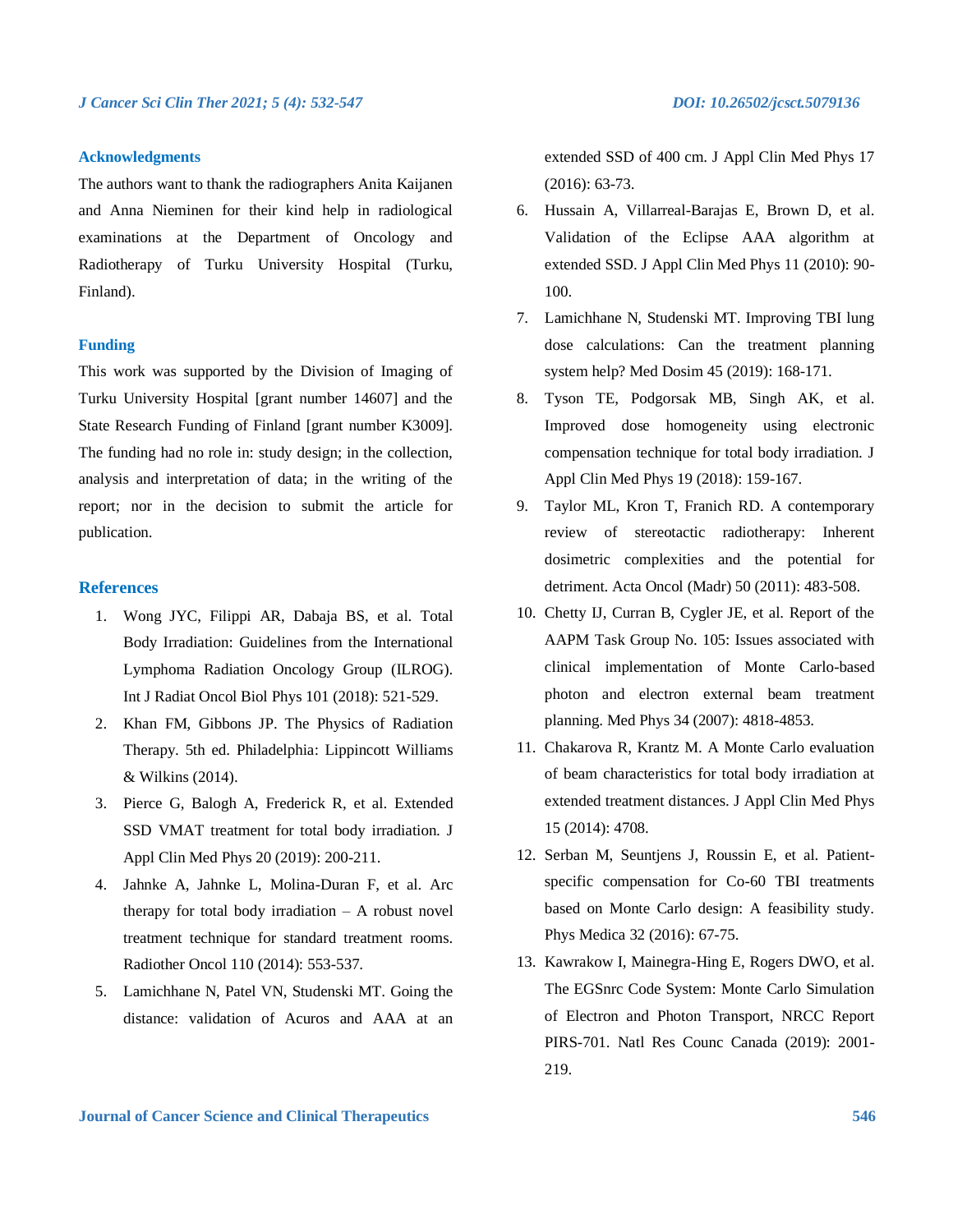## Acknowledgments

The authors want to thank the radiographers Anita Kaijanen and Anna Nieminen for their kind help in radiological examinations at the Department of Oncology and Radiotherapy of Turku University Hospital (Turku, Finland).

## Funding

This work was supported by the Division of Imaging of Turku University Hospital [grant number 14607] and the State Research Funding of Finland [grant number K3009]. The funding had no role in: study design; in the collection, analysis and interpretation of data; in the writing of the report; nor in the decision to submit the article for publication.

## References

1. Wong JYC, Filippi AR, Dabaja BS, et al. Total Body Irradiation: Guidelines from the International Lymphoma Radiation Oncology Group (ILROG). Int J Radiat Oncol Biol Phys 101 (2018): 521-529.
2. Khan FM, Gibbons JP. The Physics of Radiation Therapy. 5th ed. Philadelphia: Lippincott Williams & Wilkins (2014).
3. Pierce G, Balogh A, Frederick R, et al. Extended SSD VMAT treatment for total body irradiation. J Appl Clin Med Phys 20 (2019): 200-211.
4. Jahnke A, Jahnke L, Molina-Duran F, et al. Arc therapy for total body irradiation – A robust novel treatment technique for standard treatment rooms. Radiother Oncol 110 (2014): 553-537.
5. Lamichhane N, Patel VN, Studenski MT. Going the distance: validation of Acuros and AAA at an extended SSD of 400 cm. J Appl Clin Med Phys 17 (2016): 63-73.
6. Hussain A, Villarreal-Barajas E, Brown D, et al. Validation of the Eclipse AAA algorithm at extended SSD. J Appl Clin Med Phys 11 (2010): 90-100.
7. Lamichhane N, Studenski MT. Improving TBI lung dose calculations: Can the treatment planning system help? Med Dosim 45 (2019): 168-171.
8. Tyson TE, Podgorsak MB, Singh AK, et al. Improved dose homogeneity using electronic compensation technique for total body irradiation. J Appl Clin Med Phys 19 (2018): 159-167.
9. Taylor ML, Kron T, Franich RD. A contemporary review of stereotactic radiotherapy: Inherent dosimetric complexities and the potential for detriment. Acta Oncol (Madr) 50 (2011): 483-508.
10. Chetty IJ, Curran B, Cygler JE, et al. Report of the AAPM Task Group No. 105: Issues associated with clinical implementation of Monte Carlo-based photon and electron external beam treatment planning. Med Phys 34 (2007): 4818-4853.
11. Chakarova R, Krantz M. A Monte Carlo evaluation of beam characteristics for total body irradiation at extended treatment distances. J Appl Clin Med Phys 15 (2014): 4708.
12. Serban M, Seuntjens J, Roussin E, et al. Patient-specific compensation for Co-60 TBI treatments based on Monte Carlo design: A feasibility study. Phys Medica 32 (2016): 67-75.
13. Kawrakow I, Mainegra-Hing E, Rogers DWO, et al. The EGSnrc Code System: Monte Carlo Simulation of Electron and Photon Transport, NRCC Report PIRS-701. Natl Res Counc Canada (2019): 2001-219.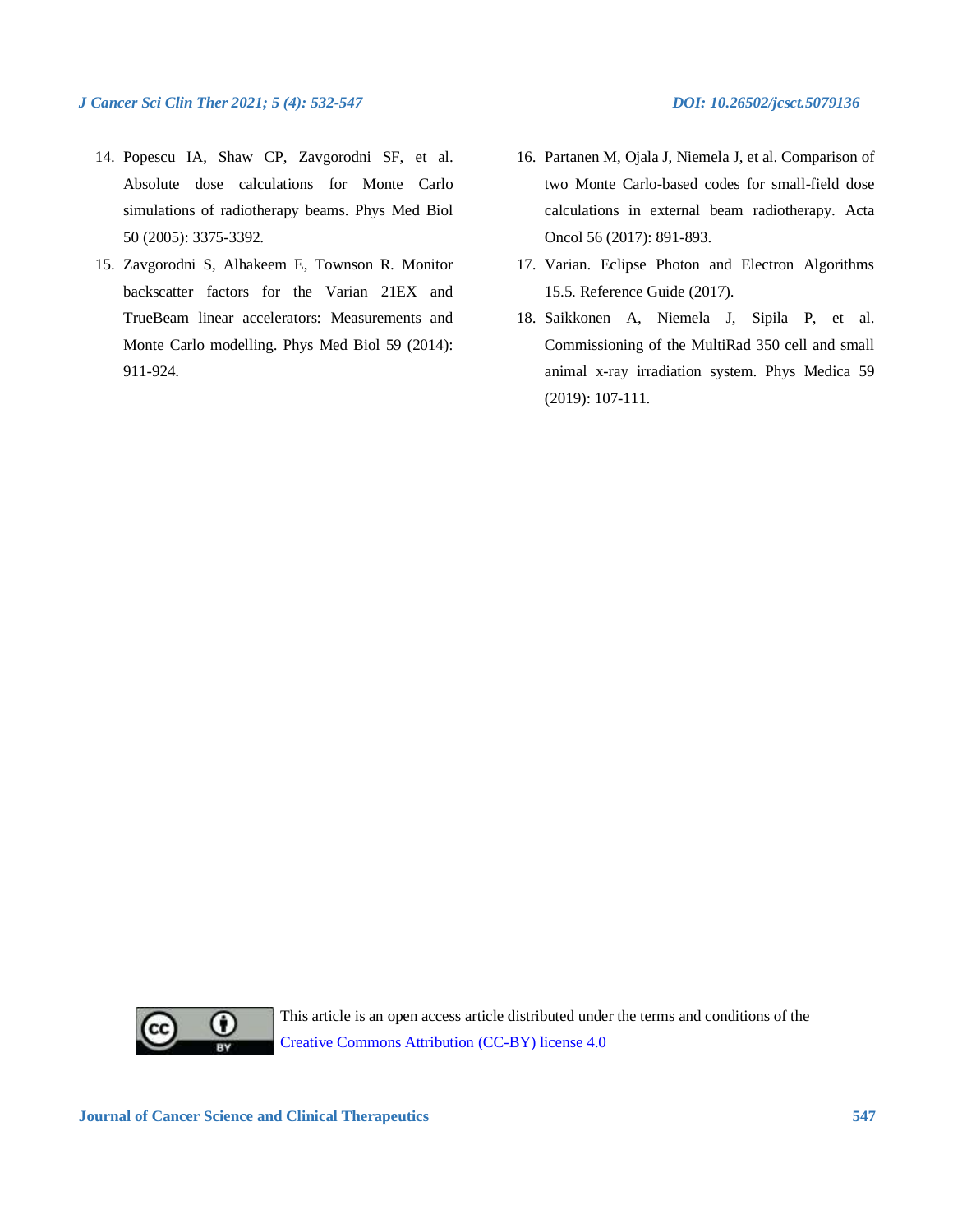14. Popescu IA, Shaw CP, Zavgorodni SF, et al. Absolute dose calculations for Monte Carlo simulations of radiotherapy beams. Phys Med Biol 50 (2005): 3375-3392.
15. Zavgorodni S, Alhakeem E, Townson R. Monitor backscatter factors for the Varian 21EX and TrueBeam linear accelerators: Measurements and Monte Carlo modelling. Phys Med Biol 59 (2014): 911-924.
16. Partanen M, Ojala J, Niemela J, et al. Comparison of two Monte Carlo-based codes for small-field dose calculations in external beam radiotherapy. Acta Oncol 56 (2017): 891-893.
17. Varian. Eclipse Photon and Electron Algorithms 15.5. Reference Guide (2017).
18. Saikkonen A, Niemela J, Sipila P, et al. Commissioning of the MultiRad 350 cell and small animal x-ray irradiation system. Phys Medica 59 (2019): 107-111.

This article is an open access article distributed under the terms and conditions of the [Creative Commons Attribution (CC-BY) license 4.0]